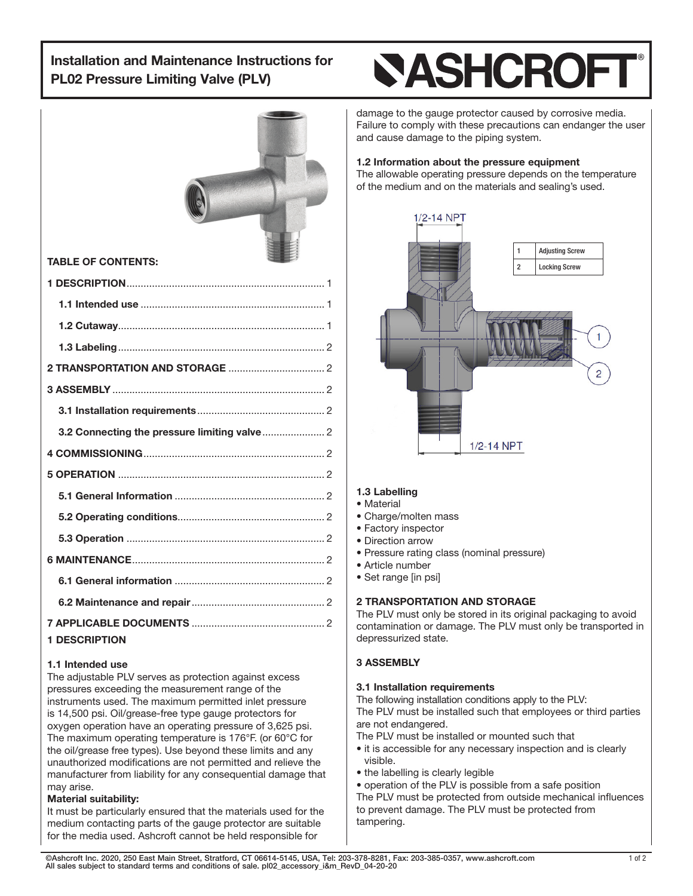# Installation and Maintenance Instructions for PL02 Pressure Limiting Valve (PLV)

ASHCROFT®

**TABLE OF CONTENTS:**

| | |
|---|---|
| **1 DESCRIPTION** | 1 |
| **1.1 Intended use** | 1 |
| **1.2 Cutaway** | 1 |
| **1.3 Labeling** | 2 |
| **2 TRANSPORTATION AND STORAGE** | 2 |
| **3 ASSEMBLY** | 2 |
| **3.1 Installation requirements** | 2 |
| **3.2 Connecting the pressure limiting valve** | 2 |
| **4 COMMISSIONING** | 2 |
| **5 OPERATION** | 2 |
| **5.1 General Information** | 2 |
| **5.2 Operating conditions** | 2 |
| **5.3 Operation** | 2 |
| **6 MAINTENANCE** | 2 |
| **6.1 General information** | 2 |
| **6.2 Maintenance and repair** | 2 |
| **7 APPLICABLE DOCUMENTS** | 2 |

## 1 DESCRIPTION

### 1.1 Intended use

The adjustable PLV serves as protection against excess pressures exceeding the measurement range of the instruments used. The maximum permitted inlet pressure is 14,500 psi. Oil/grease-free type gauge protectors for oxygen operation have an operating pressure of 3,625 psi. The maximum operating temperature is 176°F. (or 60°C for the oil/grease free types). Use beyond these limits and any unauthorized modifications are not permitted and relieve the manufacturer from liability for any consequential damage that may arise.

**Material suitability:**

It must be particularly ensured that the materials used for the medium contacting parts of the gauge protector are suitable for the media used. Ashcroft cannot be held responsible for damage to the gauge protector caused by corrosive media. Failure to comply with these precautions can endanger the user and cause damage to the piping system.

### 1.2 Information about the pressure equipment

The allowable operating pressure depends on the temperature of the medium and on the materials and sealing's used.

1/2-14 NPT

| | |
|---|---|
| 1 | Adjusting Screw |
| 2 | Locking Screw |

1/2-14 NPT

### 1.3 Labelling

- Material
- Charge/molten mass
- Factory inspector
- Direction arrow
- Pressure rating class (nominal pressure)
- Article number
- Set range [in psi]

## 2 TRANSPORTATION AND STORAGE

The PLV must only be stored in its original packaging to avoid contamination or damage. The PLV must only be transported in depressurized state.

## 3 ASSEMBLY

### 3.1 Installation requirements

The following installation conditions apply to the PLV:

The PLV must be installed such that employees or third parties are not endangered.

The PLV must be installed or mounted such that

- it is accessible for any necessary inspection and is clearly visible.
- the labelling is clearly legible
- operation of the PLV is possible from a safe position

The PLV must be protected from outside mechanical influences to prevent damage. The PLV must be protected from tampering.

©Ashcroft Inc. 2020, 250 East Main Street, Stratford, CT 06614-5145, USA, Tel: 203-378-8281, Fax: 203-385-0357, www.ashcroft.com
All sales subject to standard terms and conditions of sale. pl02_accessory_i&m_RevD_04-20-20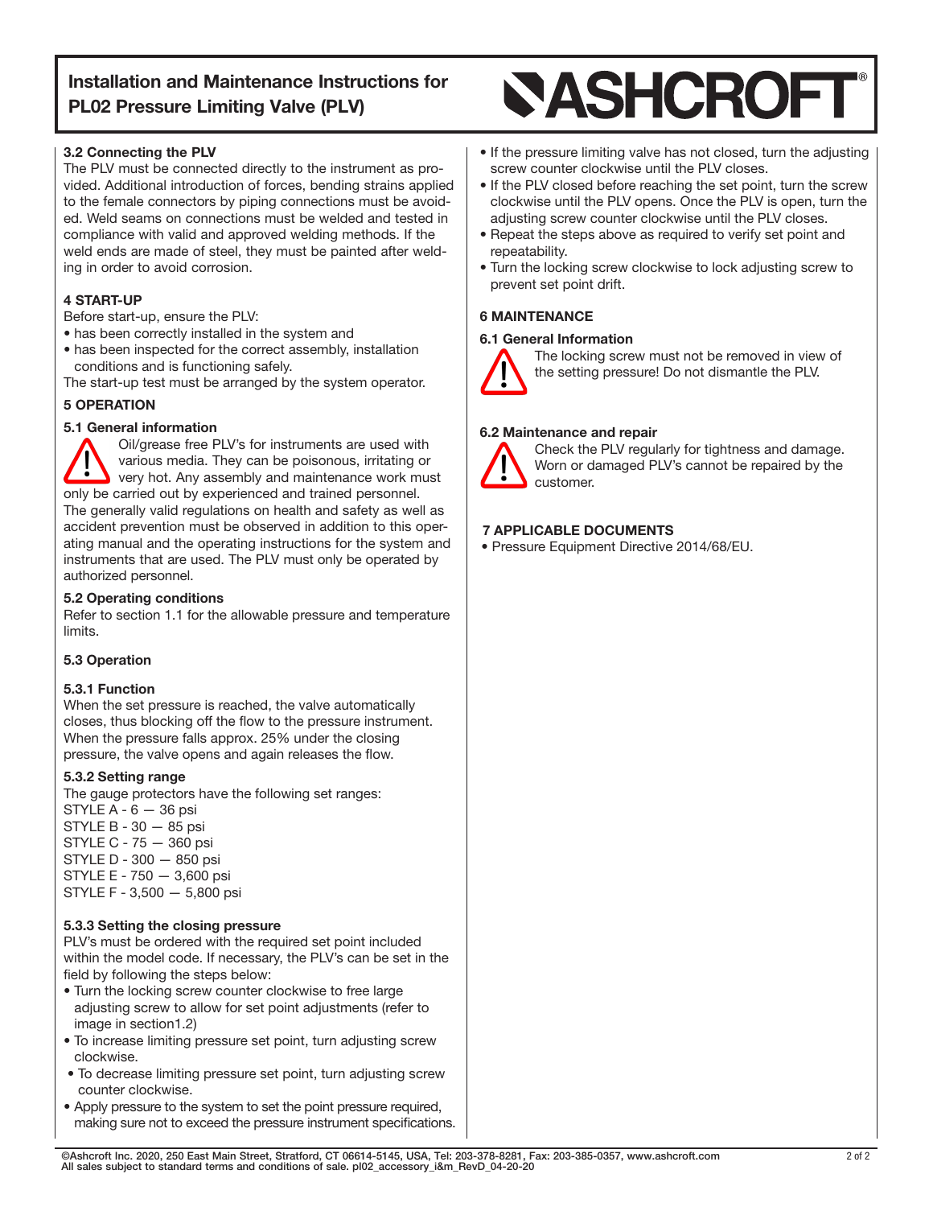### 3.2 Connecting the PLV

The PLV must be connected directly to the instrument as provided. Additional introduction of forces, bending strains applied to the female connectors by piping connections must be avoided. Weld seams on connections must be welded and tested in compliance with valid and approved welding methods. If the weld ends are made of steel, they must be painted after welding in order to avoid corrosion.

## 4 START-UP

Before start-up, ensure the PLV:

- has been correctly installed in the system and
- has been inspected for the correct assembly, installation conditions and is functioning safely.

The start-up test must be arranged by the system operator.

## 5 OPERATION

### 5.1 General information

Oil/grease free PLV's for instruments are used with various media. They can be poisonous, irritating or very hot. Any assembly and maintenance work must only be carried out by experienced and trained personnel. The generally valid regulations on health and safety as well as accident prevention must be observed in addition to this operating manual and the operating instructions for the system and instruments that are used. The PLV must only be operated by authorized personnel.

### 5.2 Operating conditions

Refer to section 1.1 for the allowable pressure and temperature limits.

### 5.3 Operation

#### 5.3.1 Function

When the set pressure is reached, the valve automatically closes, thus blocking off the flow to the pressure instrument. When the pressure falls approx. 25% under the closing pressure, the valve opens and again releases the flow.

#### 5.3.2 Setting range

The gauge protectors have the following set ranges:

STYLE A - 6 — 36 psi
STYLE B - 30 — 85 psi
STYLE C - 75 — 360 psi
STYLE D - 300 — 850 psi
STYLE E - 750 — 3,600 psi
STYLE F - 3,500 — 5,800 psi

#### 5.3.3 Setting the closing pressure

PLV's must be ordered with the required set point included within the model code. If necessary, the PLV's can be set in the field by following the steps below:

- Turn the locking screw counter clockwise to free large adjusting screw to allow for set point adjustments (refer to image in section1.2)
- To increase limiting pressure set point, turn adjusting screw clockwise.
- To decrease limiting pressure set point, turn adjusting screw counter clockwise.
- Apply pressure to the system to set the point pressure required, making sure not to exceed the pressure instrument specifications.
- If the pressure limiting valve has not closed, turn the adjusting screw counter clockwise until the PLV closes.
- If the PLV closed before reaching the set point, turn the screw clockwise until the PLV opens. Once the PLV is open, turn the adjusting screw counter clockwise until the PLV closes.
- Repeat the steps above as required to verify set point and repeatability.
- Turn the locking screw clockwise to lock adjusting screw to prevent set point drift.

## 6 MAINTENANCE

### 6.1 General Information

The locking screw must not be removed in view of the setting pressure! Do not dismantle the PLV.

### 6.2 Maintenance and repair

Check the PLV regularly for tightness and damage. Worn or damaged PLV's cannot be repaired by the customer.

## 7 APPLICABLE DOCUMENTS

- Pressure Equipment Directive 2014/68/EU.